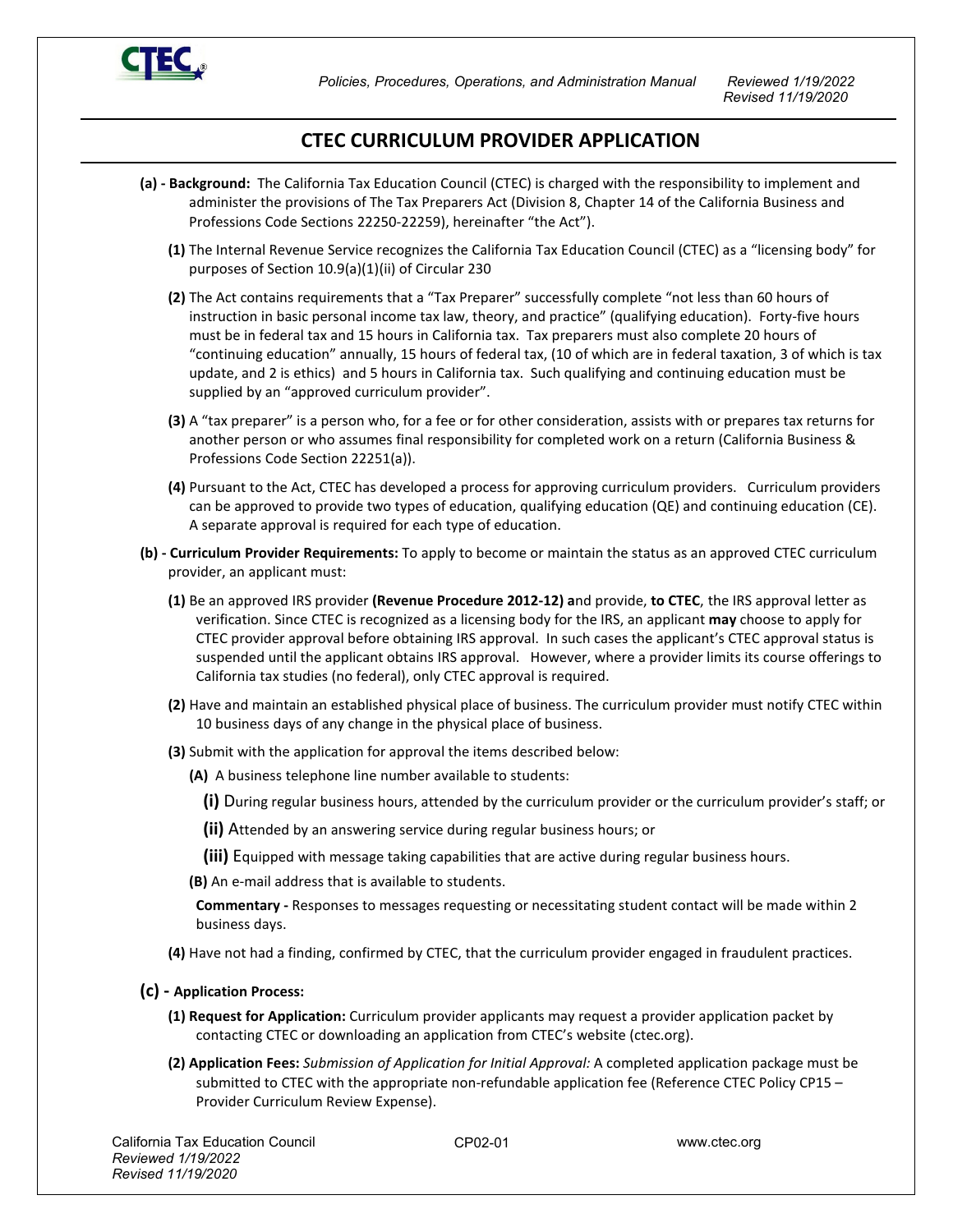# CTEC CURRICULUM PROVIDER APPLICATION

**(a) - Background:** The California Tax Education Council (CTEC) is charged with the responsibility to implement and administer the provisions of The Tax Preparers Act (Division 8, Chapter 14 of the California Business and Professions Code Sections 22250-22259), hereinafter "the Act").

**(1)** The Internal Revenue Service recognizes the California Tax Education Council (CTEC) as a "licensing body" for purposes of Section 10.9(a)(1)(ii) of Circular 230

**(2)** The Act contains requirements that a "Tax Preparer" successfully complete "not less than 60 hours of instruction in basic personal income tax law, theory, and practice" (qualifying education). Forty-five hours must be in federal tax and 15 hours in California tax. Tax preparers must also complete 20 hours of "continuing education" annually, 15 hours of federal tax, (10 of which are in federal taxation, 3 of which is tax update, and 2 is ethics) and 5 hours in California tax. Such qualifying and continuing education must be supplied by an "approved curriculum provider".

**(3)** A "tax preparer" is a person who, for a fee or for other consideration, assists with or prepares tax returns for another person or who assumes final responsibility for completed work on a return (California Business & Professions Code Section 22251(a)).

**(4)** Pursuant to the Act, CTEC has developed a process for approving curriculum providers. Curriculum providers can be approved to provide two types of education, qualifying education (QE) and continuing education (CE). A separate approval is required for each type of education.

**(b) - Curriculum Provider Requirements:** To apply to become or maintain the status as an approved CTEC curriculum provider, an applicant must:

**(1)** Be an approved IRS provider **(Revenue Procedure 2012-12) a**nd provide, **to CTEC**, the IRS approval letter as verification. Since CTEC is recognized as a licensing body for the IRS, an applicant **may** choose to apply for CTEC provider approval before obtaining IRS approval. In such cases the applicant's CTEC approval status is suspended until the applicant obtains IRS approval. However, where a provider limits its course offerings to California tax studies (no federal), only CTEC approval is required.

**(2)** Have and maintain an established physical place of business. The curriculum provider must notify CTEC within 10 business days of any change in the physical place of business.

**(3)** Submit with the application for approval the items described below:

**(A)** A business telephone line number available to students:

**(i)** During regular business hours, attended by the curriculum provider or the curriculum provider's staff; or

**(ii)** Attended by an answering service during regular business hours; or

**(iii)** Equipped with message taking capabilities that are active during regular business hours.

**(B)** An e-mail address that is available to students.

**Commentary -** Responses to messages requesting or necessitating student contact will be made within 2 business days.

**(4)** Have not had a finding, confirmed by CTEC, that the curriculum provider engaged in fraudulent practices.

**(c) - Application Process:**

**(1) Request for Application:** Curriculum provider applicants may request a provider application packet by contacting CTEC or downloading an application from CTEC's website (ctec.org).

**(2) Application Fees:** *Submission of Application for Initial Approval:* A completed application package must be submitted to CTEC with the appropriate non-refundable application fee (Reference CTEC Policy CP15 – Provider Curriculum Review Expense).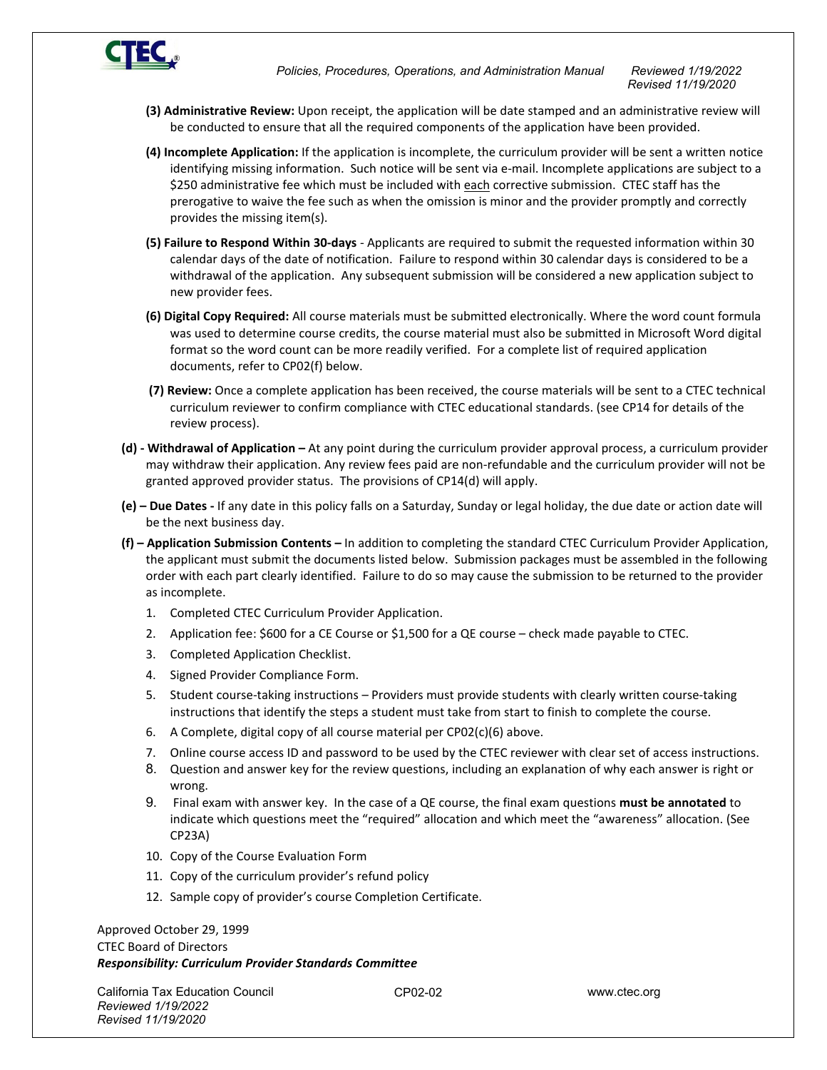**(3) Administrative Review:** Upon receipt, the application will be date stamped and an administrative review will be conducted to ensure that all the required components of the application have been provided.

**(4) Incomplete Application:** If the application is incomplete, the curriculum provider will be sent a written notice identifying missing information. Such notice will be sent via e-mail. Incomplete applications are subject to a $250 administrative fee which must be included with each corrective submission. CTEC staff has the prerogative to waive the fee such as when the omission is minor and the provider promptly and correctly provides the missing item(s).

**(5) Failure to Respond Within 30-days** - Applicants are required to submit the requested information within 30 calendar days of the date of notification. Failure to respond within 30 calendar days is considered to be a withdrawal of the application. Any subsequent submission will be considered a new application subject to new provider fees.

**(6) Digital Copy Required:** All course materials must be submitted electronically. Where the word count formula was used to determine course credits, the course material must also be submitted in Microsoft Word digital format so the word count can be more readily verified. For a complete list of required application documents, refer to CP02(f) below.

**(7) Review:** Once a complete application has been received, the course materials will be sent to a CTEC technical curriculum reviewer to confirm compliance with CTEC educational standards. (see CP14 for details of the review process).

**(d) - Withdrawal of Application –** At any point during the curriculum provider approval process, a curriculum provider may withdraw their application. Any review fees paid are non-refundable and the curriculum provider will not be granted approved provider status. The provisions of CP14(d) will apply.

**(e) – Due Dates -** If any date in this policy falls on a Saturday, Sunday or legal holiday, the due date or action date will be the next business day.

**(f) – Application Submission Contents –** In addition to completing the standard CTEC Curriculum Provider Application, the applicant must submit the documents listed below. Submission packages must be assembled in the following order with each part clearly identified. Failure to do so may cause the submission to be returned to the provider as incomplete.

1. Completed CTEC Curriculum Provider Application.
2. Application fee: $600 for a CE Course or $1,500 for a QE course – check made payable to CTEC.
3. Completed Application Checklist.
4. Signed Provider Compliance Form.
5. Student course-taking instructions – Providers must provide students with clearly written course-taking instructions that identify the steps a student must take from start to finish to complete the course.
6. A Complete, digital copy of all course material per CP02(c)(6) above.
7. Online course access ID and password to be used by the CTEC reviewer with clear set of access instructions.
8. Question and answer key for the review questions, including an explanation of why each answer is right or wrong.
9. Final exam with answer key. In the case of a QE course, the final exam questions **must be annotated** to indicate which questions meet the "required" allocation and which meet the "awareness" allocation. (See CP23A)
10. Copy of the Course Evaluation Form
11. Copy of the curriculum provider's refund policy
12. Sample copy of provider's course Completion Certificate.

Approved October 29, 1999
CTEC Board of Directors
***Responsibility: Curriculum Provider Standards Committee***